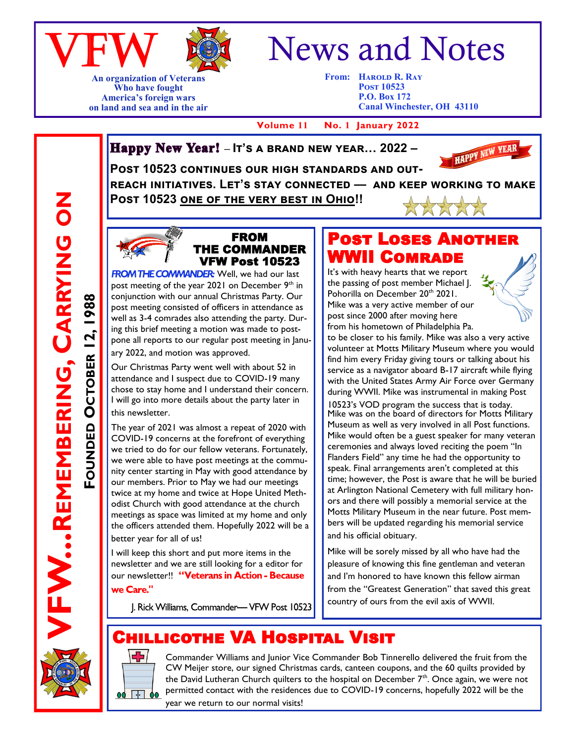# VFW News and Notes

An organization of Veterans Who have fought America's foreign wars on land and sea and in the air

From: Harold R. Ray
Post 10523
P.O. Box 172
Canal Winchester, OH 43110

Volume 11 No. 1 January 2022

VFW...Remembering, Carrying On
Founded October 12, 1988

## Happy New Year! – It's a brand new year… 2022 –

**Post 10523 continues our high standards and outreach initiatives. Let's stay connected — and keep working to make Post 10523 one of the very best in Ohio!!**

## From the Commander VFW Post 10523

***FROM THE COMMANDER:*** Well, we had our last post meeting of the year 2021 on December 9th in conjunction with our annual Christmas Party. Our post meeting consisted of officers in attendance as well as 3-4 comrades also attending the party. During this brief meeting a motion was made to postpone all reports to our regular post meeting in January 2022, and motion was approved.

Our Christmas Party went well with about 52 in attendance and I suspect due to COVID-19 many chose to stay home and I understand their concern. I will go into more details about the party later in this newsletter.

The year of 2021 was almost a repeat of 2020 with COVID-19 concerns at the forefront of everything we tried to do for our fellow veterans. Fortunately, we were able to have post meetings at the community center starting in May with good attendance by our members. Prior to May we had our meetings twice at my home and twice at Hope United Methodist Church with good attendance at the church meetings as space was limited at my home and only the officers attended them. Hopefully 2022 will be a better year for all of us!

I will keep this short and put more items in the newsletter and we are still looking for a editor for our newsletter!! **"Veterans in Action - Because we Care."**

J. Rick Williams, Commander— VFW Post 10523

## Post Loses Another WWII Comrade

It's with heavy hearts that we report the passing of post member Michael J. Pohorilla on December 20th 2021. Mike was a very active member of our post since 2000 after moving here from his hometown of Philadelphia Pa. to be closer to his family. Mike was also a very active volunteer at Motts Military Museum where you would find him every Friday giving tours or talking about his service as a navigator aboard B-17 aircraft while flying with the United States Army Air Force over Germany during WWII. Mike was instrumental in making Post 10523's VOD program the success that is today. Mike was on the board of directors for Motts Military Museum as well as very involved in all Post functions. Mike would often be a guest speaker for many veteran ceremonies and always loved reciting the poem "In Flanders Field" any time he had the opportunity to speak. Final arrangements aren't completed at this time; however, the Post is aware that he will be buried at Arlington National Cemetery with full military honors and there will possibly a memorial service at the Motts Military Museum in the near future. Post members will be updated regarding his memorial service and his official obituary.

Mike will be sorely missed by all who have had the pleasure of knowing this fine gentleman and veteran and I'm honored to have known this fellow airman from the "Greatest Generation" that saved this great country of ours from the evil axis of WWII.

## Chillicothe VA Hospital Visit

Commander Williams and Junior Vice Commander Bob Tinnerello delivered the fruit from the CW Meijer store, our signed Christmas cards, canteen coupons, and the 60 quilts provided by the David Lutheran Church quilters to the hospital on December 7th. Once again, we were not permitted contact with the residences due to COVID-19 concerns, hopefully 2022 will be the year we return to our normal visits!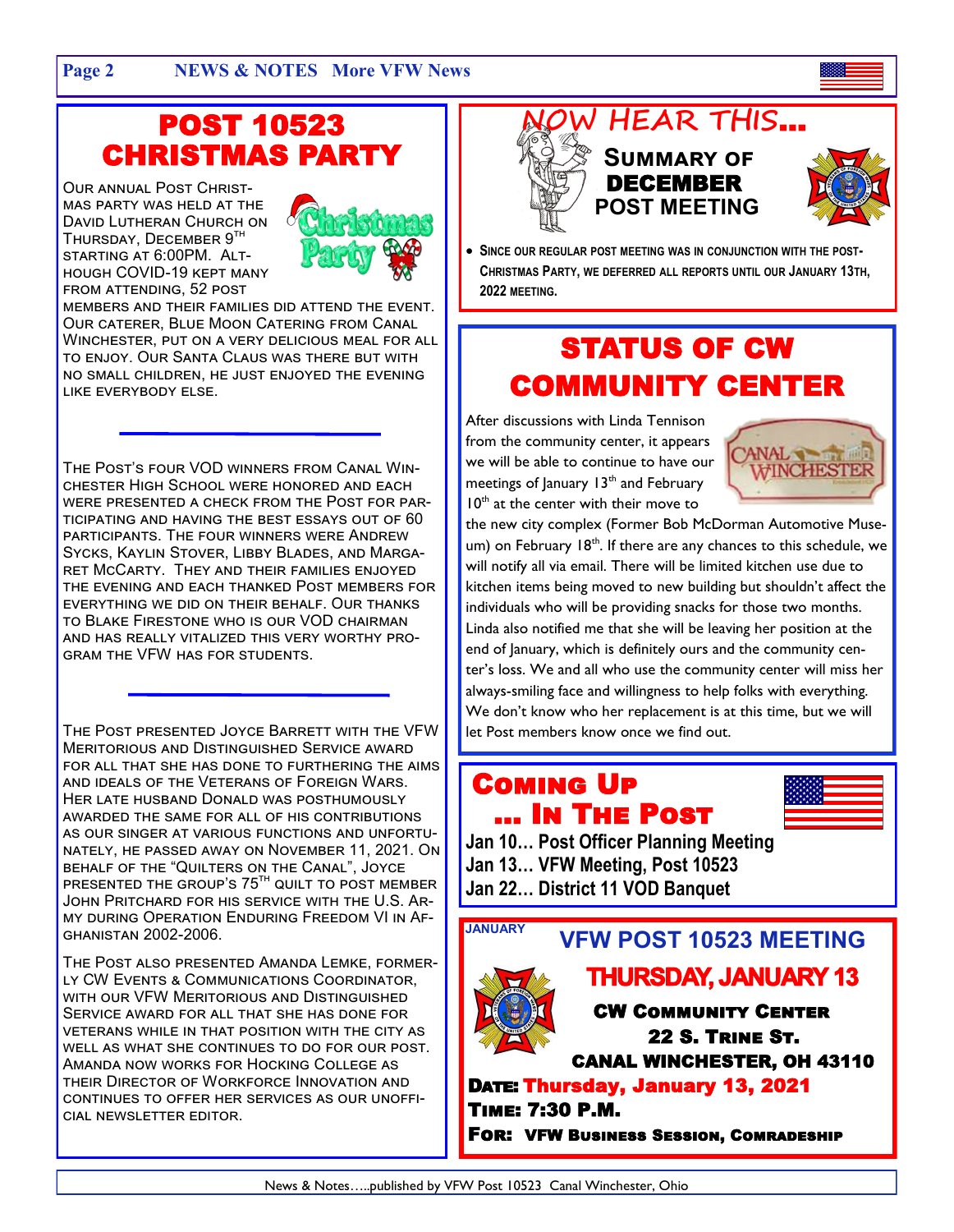# POST 10523 CHRISTMAS PARTY

Our annual Post Christmas party was held at the David Lutheran Church on Thursday, December 9th starting at 6:00PM. Although COVID-19 kept many from attending, 52 post members and their families did attend the event. Our caterer, Blue Moon Catering from Canal Winchester, put on a very delicious meal for all to enjoy. Our Santa Claus was there but with no small children, he just enjoyed the evening like everybody else.

---

The Post's four VOD winners from Canal Winchester High School were honored and each were presented a check from the Post for participating and having the best essays out of 60 participants. The four winners were Andrew Sycks, Kaylin Stover, Libby Blades, and Margaret McCarty. They and their families enjoyed the evening and each thanked Post members for everything we did on their behalf. Our thanks to Blake Firestone who is our VOD chairman and has really vitalized this very worthy program the VFW has for students.

---

The Post presented Joyce Barrett with the VFW Meritorious and Distinguished Service award for all that she has done to furthering the aims and ideals of the Veterans of Foreign Wars. Her late husband Donald was posthumously awarded the same for all of his contributions as our singer at various functions and unfortunately, he passed away on November 11, 2021. On behalf of the "Quilters on the Canal", Joyce presented the group's 75th quilt to Post member John Pritchard for his service with the U.S. Army during Operation Enduring Freedom VI in Afghanistan 2002-2006.

The Post also presented Amanda Lemke, formerly CW Events & Communications Coordinator, with our VFW Meritorious and Distinguished Service Award for all that she has done for veterans while in that position with the city as well as what she continues to do for our Post. Amanda now works for Hocking College as their Director of Workforce Innovation and continues to offer her services as our unofficial newsletter editor.

# NOW HEAR THIS…

## Summary of DECEMBER POST MEETING

- Since our regular post meeting was in conjunction with the post-Christmas Party, we deferred all reports until our January 13th, 2022 meeting.

# STATUS OF CW COMMUNITY CENTER

After discussions with Linda Tennison from the community center, it appears we will be able to continue to have our meetings of January 13th and February 10th at the center with their move to the new city complex (Former Bob McDorman Automotive Museum) on February 18th. If there are any chances to this schedule, we will notify all via email. There will be limited kitchen use due to kitchen items being moved to new building but shouldn't affect the individuals who will be providing snacks for those two months. Linda also notified me that she will be leaving her position at the end of January, which is definitely ours and the community center's loss. We and all who use the community center will miss her always-smiling face and willingness to help folks with everything. We don't know who her replacement is at this time, but we will let Post members know once we find out.

# Coming Up … In The Post

**Jan 10… Post Officer Planning Meeting**
**Jan 13… VFW Meeting, Post 10523**
**Jan 22… District 11 VOD Banquet**

JANUARY

## VFW POST 10523 MEETING

## THURSDAY, JANUARY 13

**CW Community Center**
**22 S. Trine St.**
**CANAL WINCHESTER, OH 43110**

**Date: Thursday, January 13, 2021**
**Time: 7:30 P.M.**
**For: VFW Business Session, Comradeship**